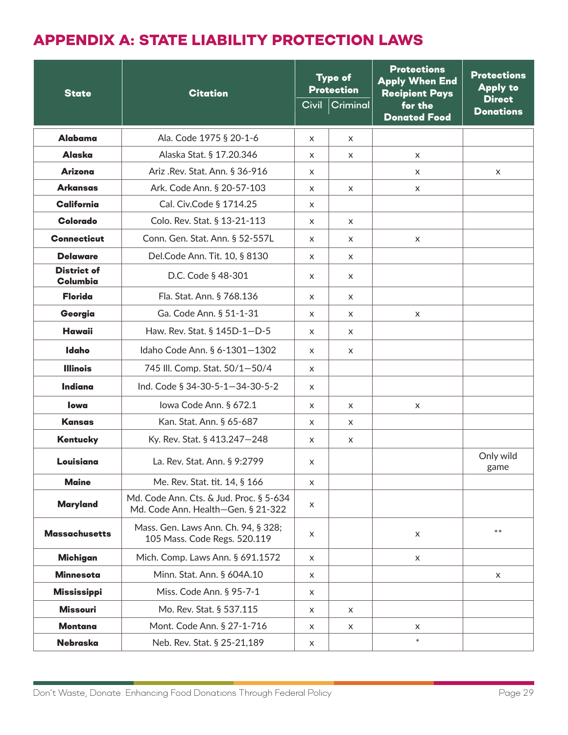## APPENDIX A: STATE LIABILITY PROTECTION LAWS

| State | Citation | Type of Protection | | Protections Apply When End Recipient Pays for the Donated Food | Protections Apply to Direct Donations |
|---|---|---|---|---|---|
| | | Civil | Criminal | | |
| **Alabama** | Ala. Code 1975 § 20-1-6 | x | x | | |
| **Alaska** | Alaska Stat. § 17.20.346 | x | x | x | |
| **Arizona** | Ariz .Rev. Stat. Ann. § 36-916 | x | | x | x |
| **Arkansas** | Ark. Code Ann. § 20-57-103 | x | x | x | |
| **California** | Cal. Civ.Code § 1714.25 | x | | | |
| **Colorado** | Colo. Rev. Stat. § 13-21-113 | x | x | | |
| **Connecticut** | Conn. Gen. Stat. Ann. § 52-557L | x | x | x | |
| **Delaware** | Del.Code Ann. Tit. 10, § 8130 | x | x | | |
| **District of Columbia** | D.C. Code § 48-301 | x | x | | |
| **Florida** | Fla. Stat. Ann. § 768.136 | x | x | | |
| **Georgia** | Ga. Code Ann. § 51-1-31 | x | x | x | |
| **Hawaii** | Haw. Rev. Stat. § 145D-1—D-5 | x | x | | |
| **Idaho** | Idaho Code Ann. § 6-1301—1302 | x | x | | |
| **Illinois** | 745 Ill. Comp. Stat. 50/1—50/4 | x | | | |
| **Indiana** | Ind. Code § 34-30-5-1—34-30-5-2 | x | | | |
| **Iowa** | Iowa Code Ann. § 672.1 | x | x | x | |
| **Kansas** | Kan. Stat. Ann. § 65-687 | x | x | | |
| **Kentucky** | Ky. Rev. Stat. § 413.247—248 | x | x | | |
| **Louisiana** | La. Rev. Stat. Ann. § 9:2799 | x | | | Only wild game |
| **Maine** | Me. Rev. Stat. tit. 14, § 166 | x | | | |
| **Maryland** | Md. Code Ann. Cts. & Jud. Proc. § 5-634 Md. Code Ann. Health—Gen. § 21-322 | x | | | |
| **Massachusetts** | Mass. Gen. Laws Ann. Ch. 94, § 328; 105 Mass. Code Regs. 520.119 | x | | x | ** |
| **Michigan** | Mich. Comp. Laws Ann. § 691.1572 | x | | x | |
| **Minnesota** | Minn. Stat. Ann. § 604A.10 | x | | | x |
| **Mississippi** | Miss. Code Ann. § 95-7-1 | x | | | |
| **Missouri** | Mo. Rev. Stat. § 537.115 | x | x | | |
| **Montana** | Mont. Code Ann. § 27-1-716 | x | x | x | |
| **Nebraska** | Neb. Rev. Stat. § 25-21,189 | x | | * | |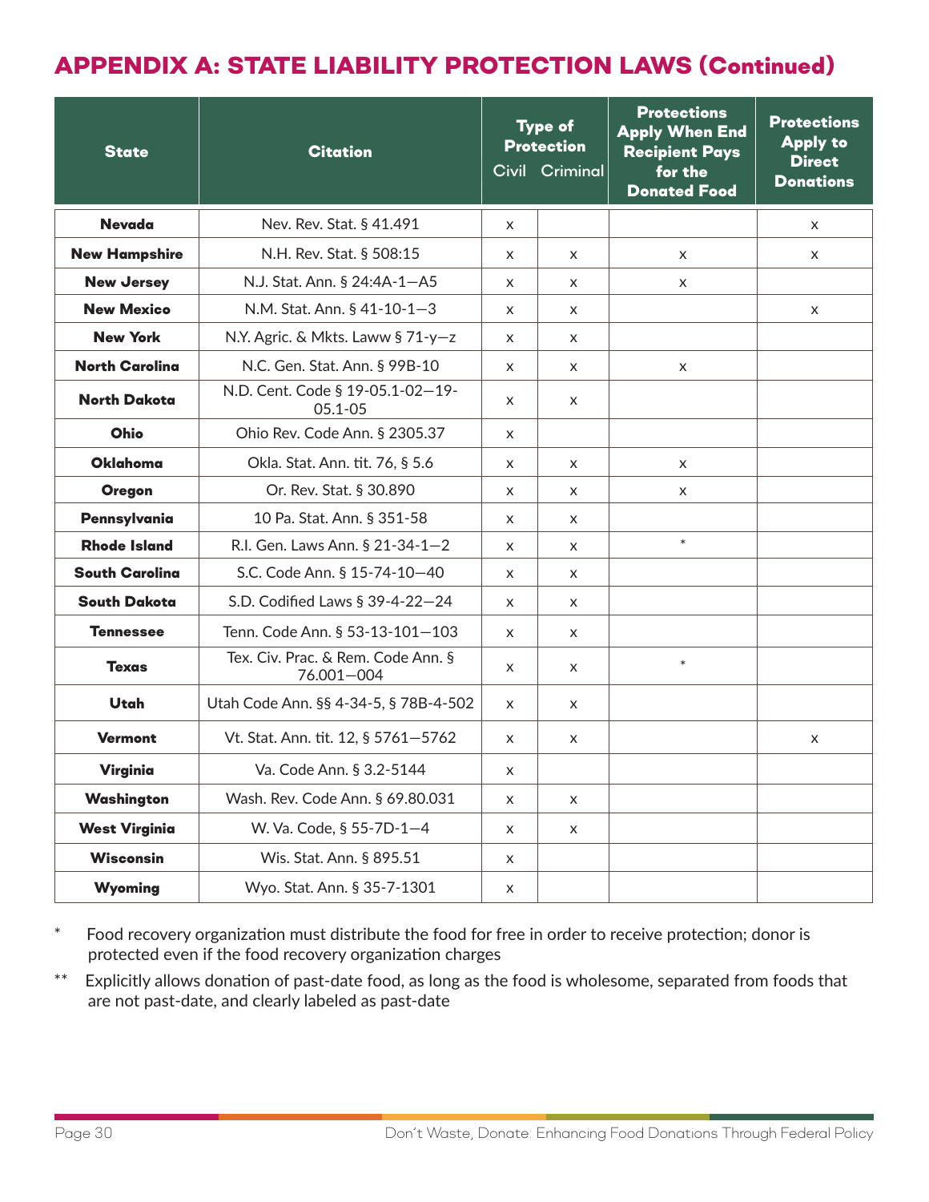## APPENDIX A: STATE LIABILITY PROTECTION LAWS (Continued)

| State | Citation | Type of Protection | | Protections Apply When End Recipient Pays for the Donated Food | Protections Apply to Direct Donations |
|---|---|---|---|---|---|
| | | Civil | Criminal | | |
| **Nevada** | Nev. Rev. Stat. § 41.491 | x | | | x |
| **New Hampshire** | N.H. Rev. Stat. § 508:15 | x | x | x | x |
| **New Jersey** | N.J. Stat. Ann. § 24:4A-1—A5 | x | x | x | |
| **New Mexico** | N.M. Stat. Ann. § 41-10-1—3 | x | x | | x |
| **New York** | N.Y. Agric. & Mkts. Laww § 71-y—z | x | x | | |
| **North Carolina** | N.C. Gen. Stat. Ann. § 99B-10 | x | x | x | |
| **North Dakota** | N.D. Cent. Code § 19-05.1-02—19-05.1-05 | x | x | | |
| **Ohio** | Ohio Rev. Code Ann. § 2305.37 | x | | | |
| **Oklahoma** | Okla. Stat. Ann. tit. 76, § 5.6 | x | x | x | |
| **Oregon** | Or. Rev. Stat. § 30.890 | x | x | x | |
| **Pennsylvania** | 10 Pa. Stat. Ann. § 351-58 | x | x | | |
| **Rhode Island** | R.I. Gen. Laws Ann. § 21-34-1—2 | x | x | * | |
| **South Carolina** | S.C. Code Ann. § 15-74-10—40 | x | x | | |
| **South Dakota** | S.D. Codified Laws § 39-4-22—24 | x | x | | |
| **Tennessee** | Tenn. Code Ann. § 53-13-101—103 | x | x | | |
| **Texas** | Tex. Civ. Prac. & Rem. Code Ann. § 76.001—004 | x | x | * | |
| **Utah** | Utah Code Ann. §§ 4-34-5, § 78B-4-502 | x | x | | |
| **Vermont** | Vt. Stat. Ann. tit. 12, § 5761—5762 | x | x | | x |
| **Virginia** | Va. Code Ann. § 3.2-5144 | x | | | |
| **Washington** | Wash. Rev. Code Ann. § 69.80.031 | x | x | | |
| **West Virginia** | W. Va. Code, § 55-7D-1—4 | x | x | | |
| **Wisconsin** | Wis. Stat. Ann. § 895.51 | x | | | |
| **Wyoming** | Wyo. Stat. Ann. § 35-7-1301 | x | | | |

\* Food recovery organization must distribute the food for free in order to receive protection; donor is protected even if the food recovery organization charges

\*\* Explicitly allows donation of past-date food, as long as the food is wholesome, separated from foods that are not past-date, and clearly labeled as past-date